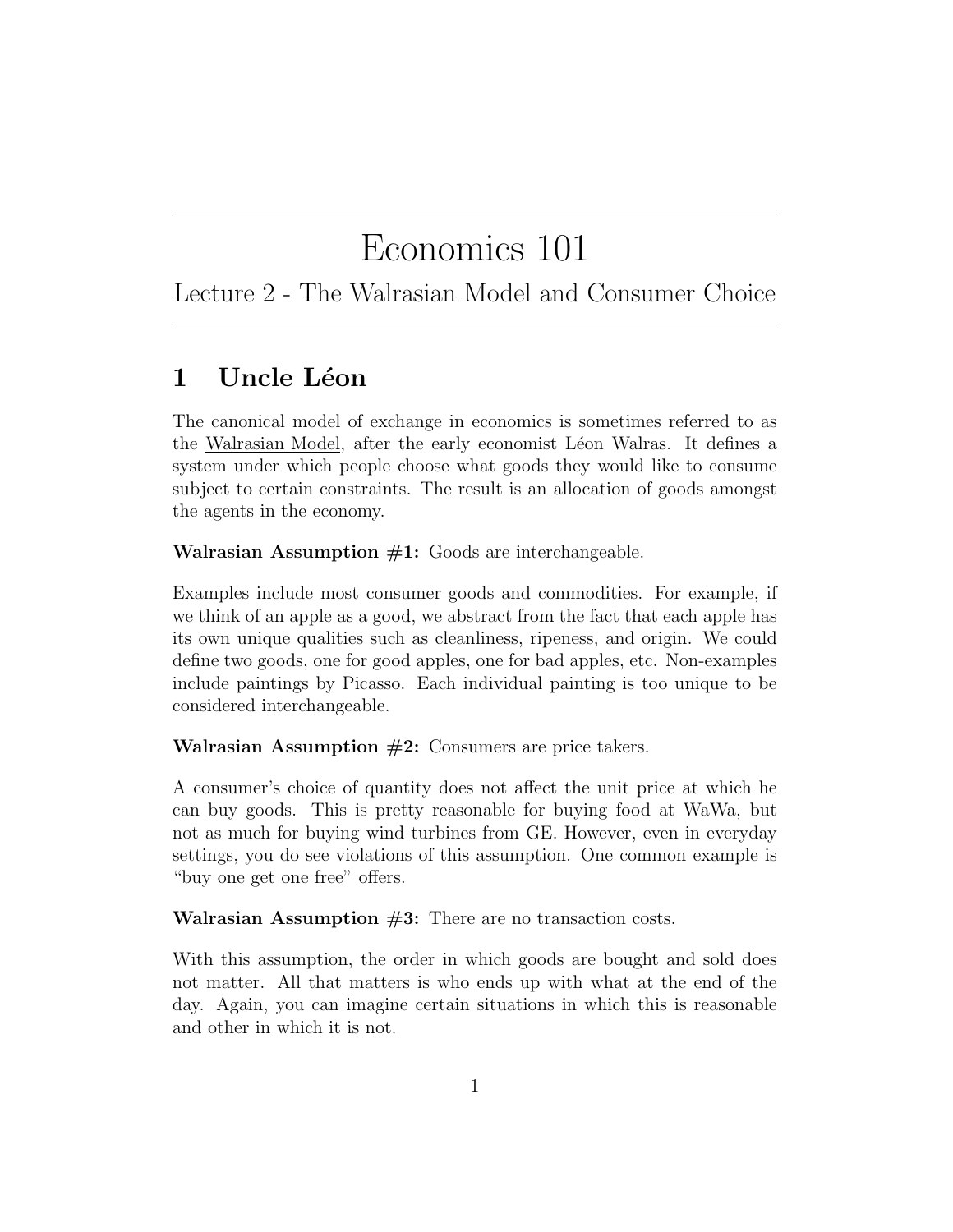# Economics 101

## Lecture 2 - The Walrasian Model and Consumer Choice

## 1 Uncle Léon

The canonical model of exchange in economics is sometimes referred to as the Walrasian Model, after the early economist Léon Walras. It defines a system under which people choose what goods they would like to consume subject to certain constraints. The result is an allocation of goods amongst the agents in the economy.

**Walrasian Assumption #1:** Goods are interchangeable.

Examples include most consumer goods and commodities. For example, if we think of an apple as a good, we abstract from the fact that each apple has its own unique qualities such as cleanliness, ripeness, and origin. We could define two goods, one for good apples, one for bad apples, etc. Non-examples include paintings by Picasso. Each individual painting is too unique to be considered interchangeable.

**Walrasian Assumption #2:** Consumers are price takers.

A consumer's choice of quantity does not affect the unit price at which he can buy goods. This is pretty reasonable for buying food at WaWa, but not as much for buying wind turbines from GE. However, even in everyday settings, you do see violations of this assumption. One common example is "buy one get one free" offers.

**Walrasian Assumption #3:** There are no transaction costs.

With this assumption, the order in which goods are bought and sold does not matter. All that matters is who ends up with what at the end of the day. Again, you can imagine certain situations in which this is reasonable and other in which it is not.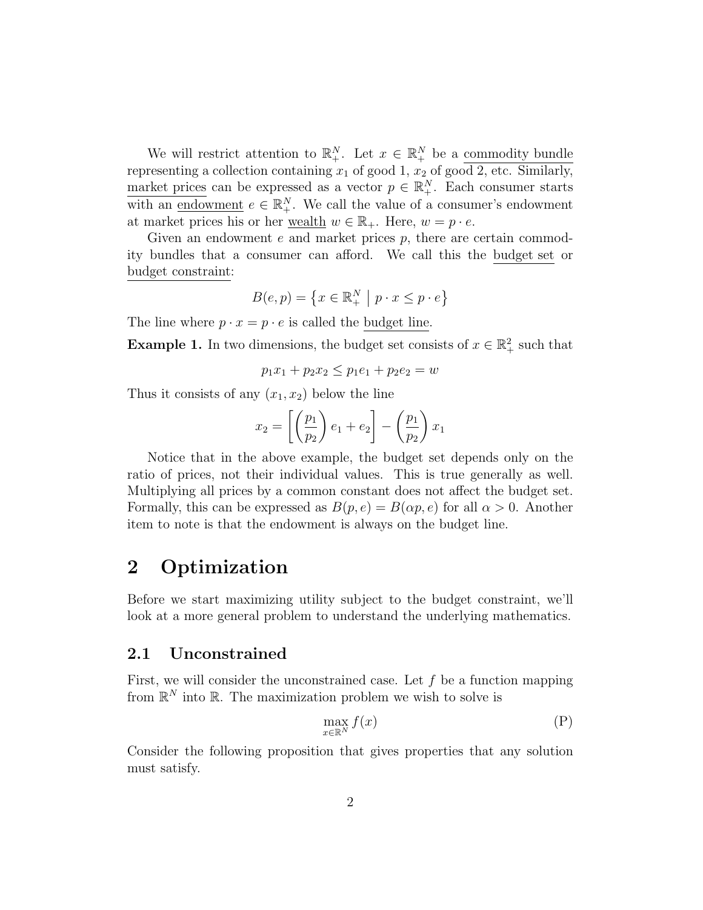We will restrict attention to $\mathbb{R}^N_+$. Let $x \in \mathbb{R}^N_+$ be a <u>commodity bundle</u> representing a collection containing $x_1$ of good 1, $x_2$ of good 2, etc. Similarly, <u>market prices</u> can be expressed as a vector $p \in \mathbb{R}^N_+$. Each consumer starts with an <u>endowment</u> $e \in \mathbb{R}^N_+$. We call the value of a consumer's endowment at market prices his or her <u>wealth</u> $w \in \mathbb{R}_+$. Here, $w = p \cdot e$.

Given an endowment $e$ and market prices $p$, there are certain commodity bundles that a consumer can afford. We call this the <u>budget set</u> or <u>budget constraint</u>:

$$B(e,p) = \left\{ x \in \mathbb{R}^N_+ \;\middle|\; p \cdot x \leq p \cdot e \right\}$$

The line where $p \cdot x = p \cdot e$ is called the <u>budget line</u>.

**Example 1.** In two dimensions, the budget set consists of $x \in \mathbb{R}^2_+$ such that

$$p_1 x_1 + p_2 x_2 \leq p_1 e_1 + p_2 e_2 = w$$

Thus it consists of any $(x_1, x_2)$ below the line

$$x_2 = \left[ \left(\frac{p_1}{p_2}\right) e_1 + e_2 \right] - \left(\frac{p_1}{p_2}\right) x_1$$

Notice that in the above example, the budget set depends only on the ratio of prices, not their individual values. This is true generally as well. Multiplying all prices by a common constant does not affect the budget set. Formally, this can be expressed as $B(p,e) = B(\alpha p, e)$ for all $\alpha > 0$. Another item to note is that the endowment is always on the budget line.

# 2 Optimization

Before we start maximizing utility subject to the budget constraint, we'll look at a more general problem to understand the underlying mathematics.

## 2.1 Unconstrained

First, we will consider the unconstrained case. Let $f$ be a function mapping from $\mathbb{R}^N$ into $\mathbb{R}$. The maximization problem we wish to solve is

$$\max_{x \in \mathbb{R}^N} f(x) \tag{P}$$

Consider the following proposition that gives properties that any solution must satisfy.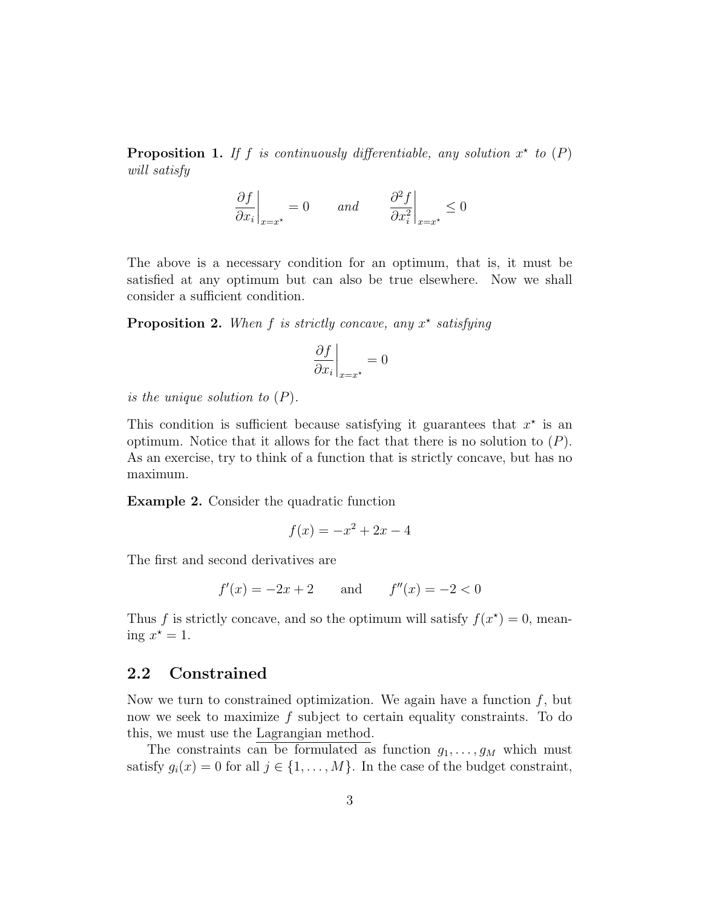**Proposition 1.** *If $f$ is continuously differentiable, any solution $x^\star$ to $(P)$ will satisfy*

$$\left.\frac{\partial f}{\partial x_i}\right|_{x=x^\star} = 0 \qquad \text{and} \qquad \left.\frac{\partial^2 f}{\partial x_i^2}\right|_{x=x^\star} \leq 0$$

The above is a necessary condition for an optimum, that is, it must be satisfied at any optimum but can also be true elsewhere. Now we shall consider a sufficient condition.

**Proposition 2.** *When $f$ is strictly concave, any $x^\star$ satisfying*

$$\left.\frac{\partial f}{\partial x_i}\right|_{x=x^\star} = 0$$

*is the unique solution to $(P)$.*

This condition is sufficient because satisfying it guarantees that $x^\star$ is an optimum. Notice that it allows for the fact that there is no solution to $(P)$. As an exercise, try to think of a function that is strictly concave, but has no maximum.

**Example 2.** Consider the quadratic function

$$f(x) = -x^2 + 2x - 4$$

The first and second derivatives are

$$f'(x) = -2x + 2 \qquad \text{and} \qquad f''(x) = -2 < 0$$

Thus $f$ is strictly concave, and so the optimum will satisfy $f(x^\star) = 0$, meaning $x^\star = 1$.

## 2.2 Constrained

Now we turn to constrained optimization. We again have a function $f$, but now we seek to maximize $f$ subject to certain equality constraints. To do this, we must use the Lagrangian method.

The constraints can be formulated as function $g_1, \ldots, g_M$ which must satisfy $g_i(x) = 0$ for all $j \in \{1, \ldots, M\}$. In the case of the budget constraint,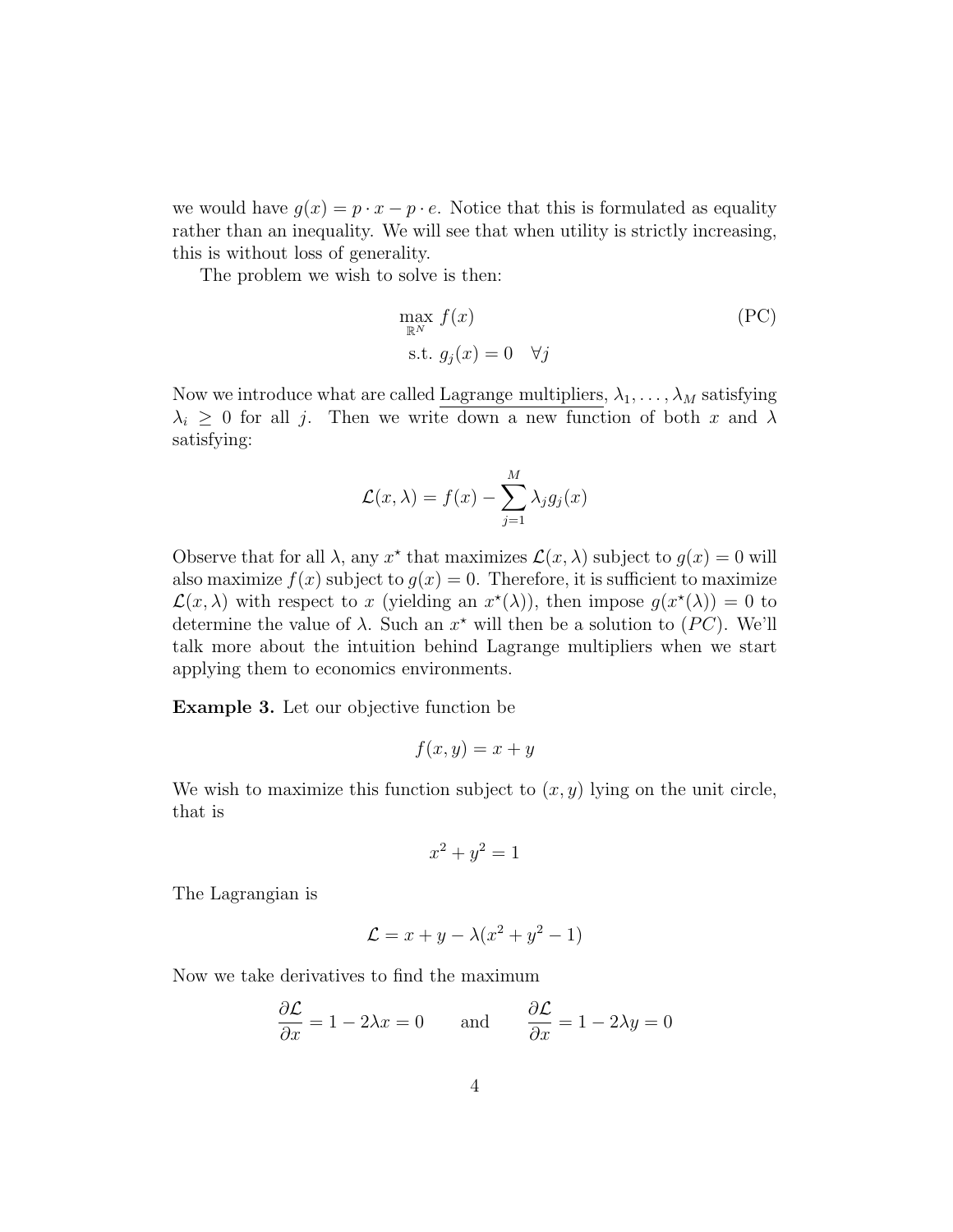we would have $g(x) = p \cdot x - p \cdot e$. Notice that this is formulated as equality rather than an inequality. We will see that when utility is strictly increasing, this is without loss of generality.

The problem we wish to solve is then:

$$\max_{\mathbb{R}^N} f(x) \qquad \text{(PC)}$$
$$\text{s.t. } g_j(x) = 0 \quad \forall j$$

Now we introduce what are called Lagrange multipliers, $\lambda_1, \ldots, \lambda_M$ satisfying $\lambda_i \geq 0$ for all $j$. Then we write down a new function of both $x$ and $\lambda$ satisfying:

$$\mathcal{L}(x, \lambda) = f(x) - \sum_{j=1}^{M} \lambda_j g_j(x)$$

Observe that for all $\lambda$, any $x^\star$ that maximizes $\mathcal{L}(x, \lambda)$ subject to $g(x) = 0$ will also maximize $f(x)$ subject to $g(x) = 0$. Therefore, it is sufficient to maximize $\mathcal{L}(x, \lambda)$ with respect to $x$ (yielding an $x^\star(\lambda)$), then impose $g(x^\star(\lambda)) = 0$ to determine the value of $\lambda$. Such an $x^\star$ will then be a solution to $(PC)$. We'll talk more about the intuition behind Lagrange multipliers when we start applying them to economics environments.

**Example 3.** Let our objective function be

$$f(x, y) = x + y$$

We wish to maximize this function subject to $(x, y)$ lying on the unit circle, that is

$$x^2 + y^2 = 1$$

The Lagrangian is

$$\mathcal{L} = x + y - \lambda(x^2 + y^2 - 1)$$

Now we take derivatives to find the maximum

$$\frac{\partial \mathcal{L}}{\partial x} = 1 - 2\lambda x = 0 \qquad \text{and} \qquad \frac{\partial \mathcal{L}}{\partial x} = 1 - 2\lambda y = 0$$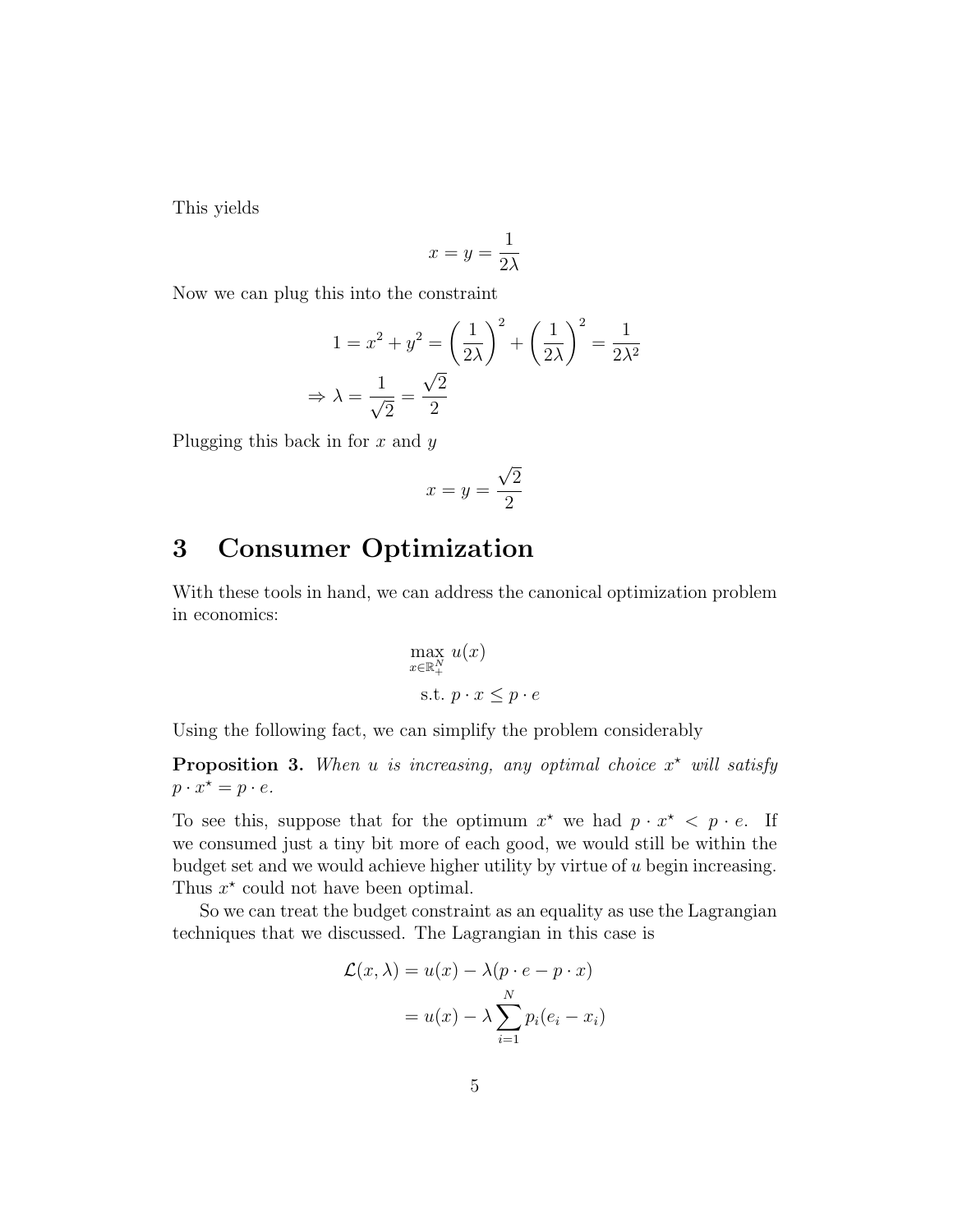This yields

$$x = y = \frac{1}{2\lambda}$$

Now we can plug this into the constraint

$$1 = x^2 + y^2 = \left(\frac{1}{2\lambda}\right)^2 + \left(\frac{1}{2\lambda}\right)^2 = \frac{1}{2\lambda^2}$$

$$\Rightarrow \lambda = \frac{1}{\sqrt{2}} = \frac{\sqrt{2}}{2}$$

Plugging this back in for $x$ and $y$

$$x = y = \frac{\sqrt{2}}{2}$$

# 3 Consumer Optimization

With these tools in hand, we can address the canonical optimization problem in economics:

$$\max_{x \in \mathbb{R}^N_+} u(x)$$
$$\text{s.t. } p \cdot x \leq p \cdot e$$

Using the following fact, we can simplify the problem considerably

**Proposition 3.** *When $u$ is increasing, any optimal choice $x^\star$ will satisfy $p \cdot x^\star = p \cdot e$.*

To see this, suppose that for the optimum $x^\star$ we had $p \cdot x^\star < p \cdot e$. If we consumed just a tiny bit more of each good, we would still be within the budget set and we would achieve higher utility by virtue of $u$ begin increasing. Thus $x^\star$ could not have been optimal.

So we can treat the budget constraint as an equality as use the Lagrangian techniques that we discussed. The Lagrangian in this case is

$$\mathcal{L}(x, \lambda) = u(x) - \lambda(p \cdot e - p \cdot x)$$
$$= u(x) - \lambda \sum_{i=1}^{N} p_i(e_i - x_i)$$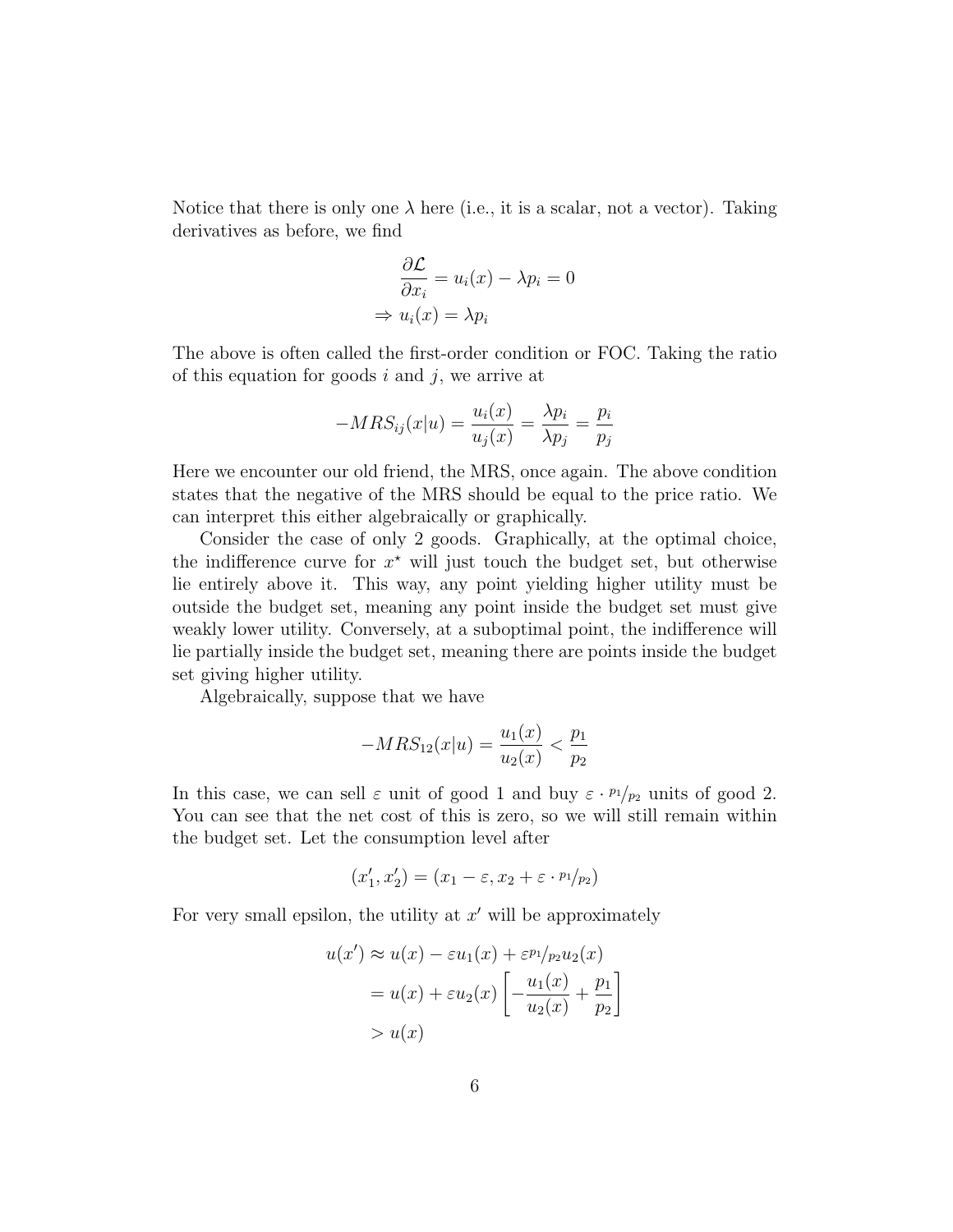Notice that there is only one $\lambda$ here (i.e., it is a scalar, not a vector). Taking derivatives as before, we find

$$
\begin{aligned}
\frac{\partial \mathcal{L}}{\partial x_i} &= u_i(x) - \lambda p_i = 0 \\
\Rightarrow u_i(x) &= \lambda p_i
\end{aligned}
$$

The above is often called the first-order condition or FOC. Taking the ratio of this equation for goods $i$ and $j$, we arrive at

$$
-MRS_{ij}(x|u) = \frac{u_i(x)}{u_j(x)} = \frac{\lambda p_i}{\lambda p_j} = \frac{p_i}{p_j}
$$

Here we encounter our old friend, the MRS, once again. The above condition states that the negative of the MRS should be equal to the price ratio. We can interpret this either algebraically or graphically.

Consider the case of only 2 goods. Graphically, at the optimal choice, the indifference curve for $x^\star$ will just touch the budget set, but otherwise lie entirely above it. This way, any point yielding higher utility must be outside the budget set, meaning any point inside the budget set must give weakly lower utility. Conversely, at a suboptimal point, the indifference will lie partially inside the budget set, meaning there are points inside the budget set giving higher utility.

Algebraically, suppose that we have

$$
-MRS_{12}(x|u) = \frac{u_1(x)}{u_2(x)} < \frac{p_1}{p_2}
$$

In this case, we can sell $\varepsilon$ unit of good 1 and buy $\varepsilon \cdot {}^{p_1}\!/_{p_2}$ units of good 2. You can see that the net cost of this is zero, so we will still remain within the budget set. Let the consumption level after

$$
(x_1', x_2') = (x_1 - \varepsilon, x_2 + \varepsilon \cdot {}^{p_1}\!/_{p_2})
$$

For very small epsilon, the utility at $x'$ will be approximately

$$
\begin{aligned}
u(x') &\approx u(x) - \varepsilon u_1(x) + \varepsilon {}^{p_1}\!/_{p_2} u_2(x) \\
&= u(x) + \varepsilon u_2(x) \left[ -\frac{u_1(x)}{u_2(x)} + \frac{p_1}{p_2} \right] \\
&> u(x)
\end{aligned}
$$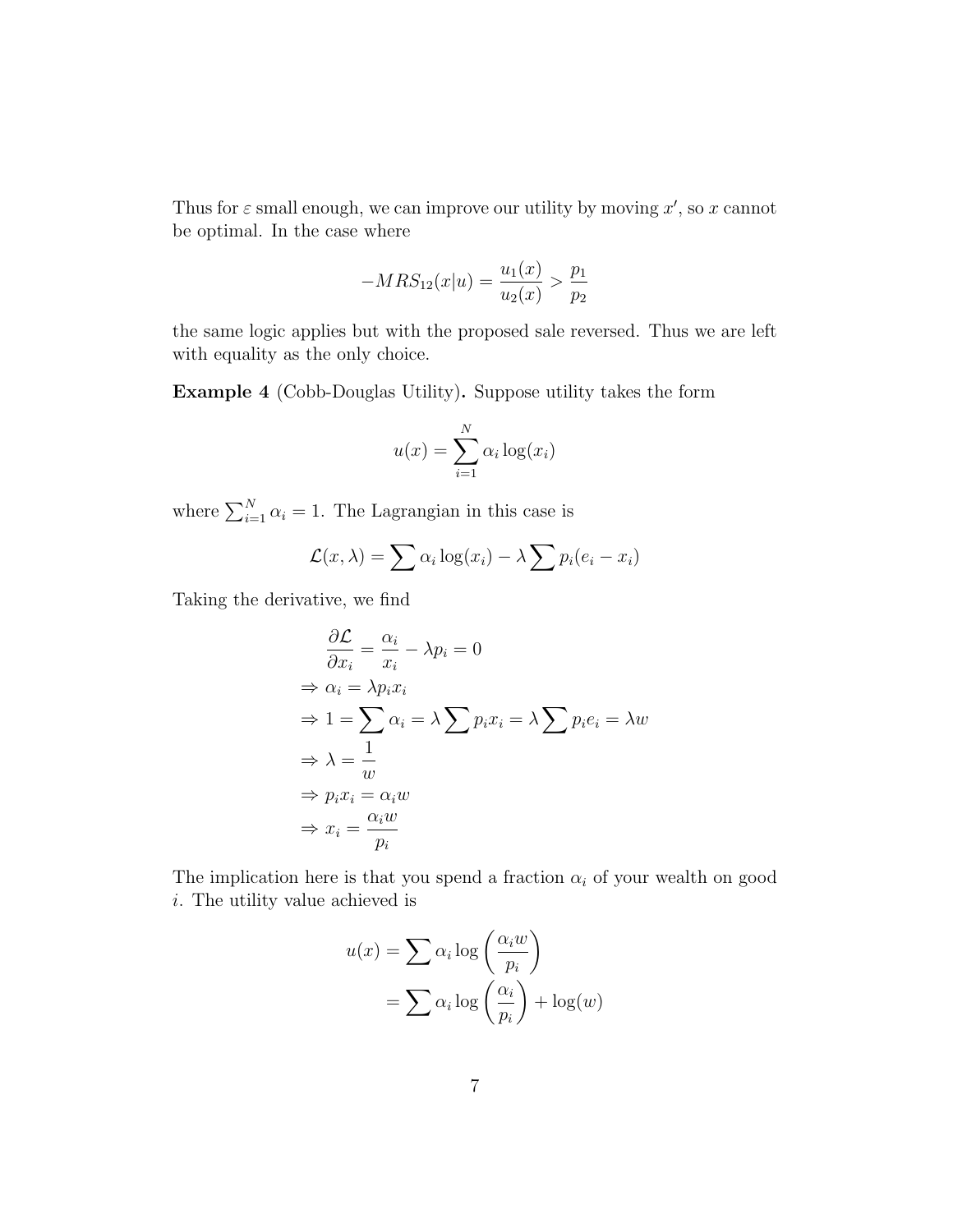Thus for $\varepsilon$ small enough, we can improve our utility by moving $x'$, so $x$ cannot be optimal. In the case where

$$-MRS_{12}(x|u) = \frac{u_1(x)}{u_2(x)} > \frac{p_1}{p_2}$$

the same logic applies but with the proposed sale reversed. Thus we are left with equality as the only choice.

**Example 4** (Cobb-Douglas Utility)**.** Suppose utility takes the form

$$u(x) = \sum_{i=1}^{N} \alpha_i \log(x_i)$$

where $\sum_{i=1}^{N} \alpha_i = 1$. The Lagrangian in this case is

$$\mathcal{L}(x, \lambda) = \sum \alpha_i \log(x_i) - \lambda \sum p_i(e_i - x_i)$$

Taking the derivative, we find

$$\begin{aligned}
&\frac{\partial \mathcal{L}}{\partial x_i} = \frac{\alpha_i}{x_i} - \lambda p_i = 0 \\
&\Rightarrow \alpha_i = \lambda p_i x_i \\
&\Rightarrow 1 = \sum \alpha_i = \lambda \sum p_i x_i = \lambda \sum p_i e_i = \lambda w \\
&\Rightarrow \lambda = \frac{1}{w} \\
&\Rightarrow p_i x_i = \alpha_i w \\
&\Rightarrow x_i = \frac{\alpha_i w}{p_i}
\end{aligned}$$

The implication here is that you spend a fraction $\alpha_i$ of your wealth on good $i$. The utility value achieved is

$$\begin{aligned}
u(x) &= \sum \alpha_i \log\left(\frac{\alpha_i w}{p_i}\right) \\
&= \sum \alpha_i \log\left(\frac{\alpha_i}{p_i}\right) + \log(w)
\end{aligned}$$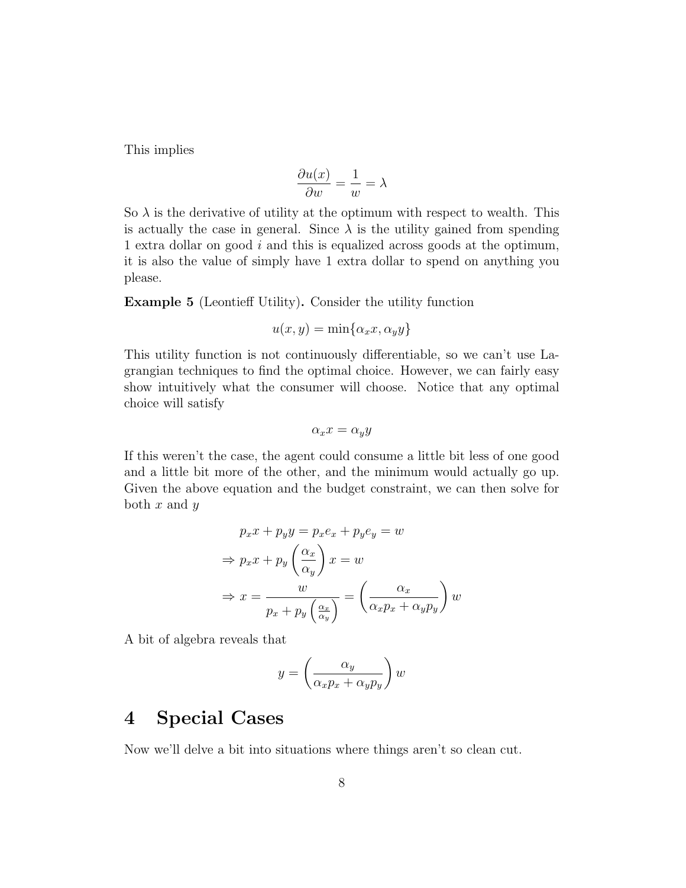This implies

$$\frac{\partial u(x)}{\partial w} = \frac{1}{w} = \lambda$$

So $\lambda$ is the derivative of utility at the optimum with respect to wealth. This is actually the case in general. Since $\lambda$ is the utility gained from spending 1 extra dollar on good $i$ and this is equalized across goods at the optimum, it is also the value of simply have 1 extra dollar to spend on anything you please.

**Example 5** (Leontieff Utility)**.** Consider the utility function

$$u(x, y) = \min\{\alpha_x x, \alpha_y y\}$$

This utility function is not continuously differentiable, so we can't use Lagrangian techniques to find the optimal choice. However, we can fairly easy show intuitively what the consumer will choose. Notice that any optimal choice will satisfy

$$\alpha_x x = \alpha_y y$$

If this weren't the case, the agent could consume a little bit less of one good and a little bit more of the other, and the minimum would actually go up. Given the above equation and the budget constraint, we can then solve for both $x$ and $y$

$$
\begin{aligned}
& p_x x + p_y y = p_x e_x + p_y e_y = w \\
\Rightarrow\ & p_x x + p_y \left( \frac{\alpha_x}{\alpha_y} \right) x = w \\
\Rightarrow\ & x = \frac{w}{p_x + p_y \left( \frac{\alpha_x}{\alpha_y} \right)} = \left( \frac{\alpha_x}{\alpha_x p_x + \alpha_y p_y} \right) w
\end{aligned}
$$

A bit of algebra reveals that

$$y = \left( \frac{\alpha_y}{\alpha_x p_x + \alpha_y p_y} \right) w$$

# 4 Special Cases

Now we'll delve a bit into situations where things aren't so clean cut.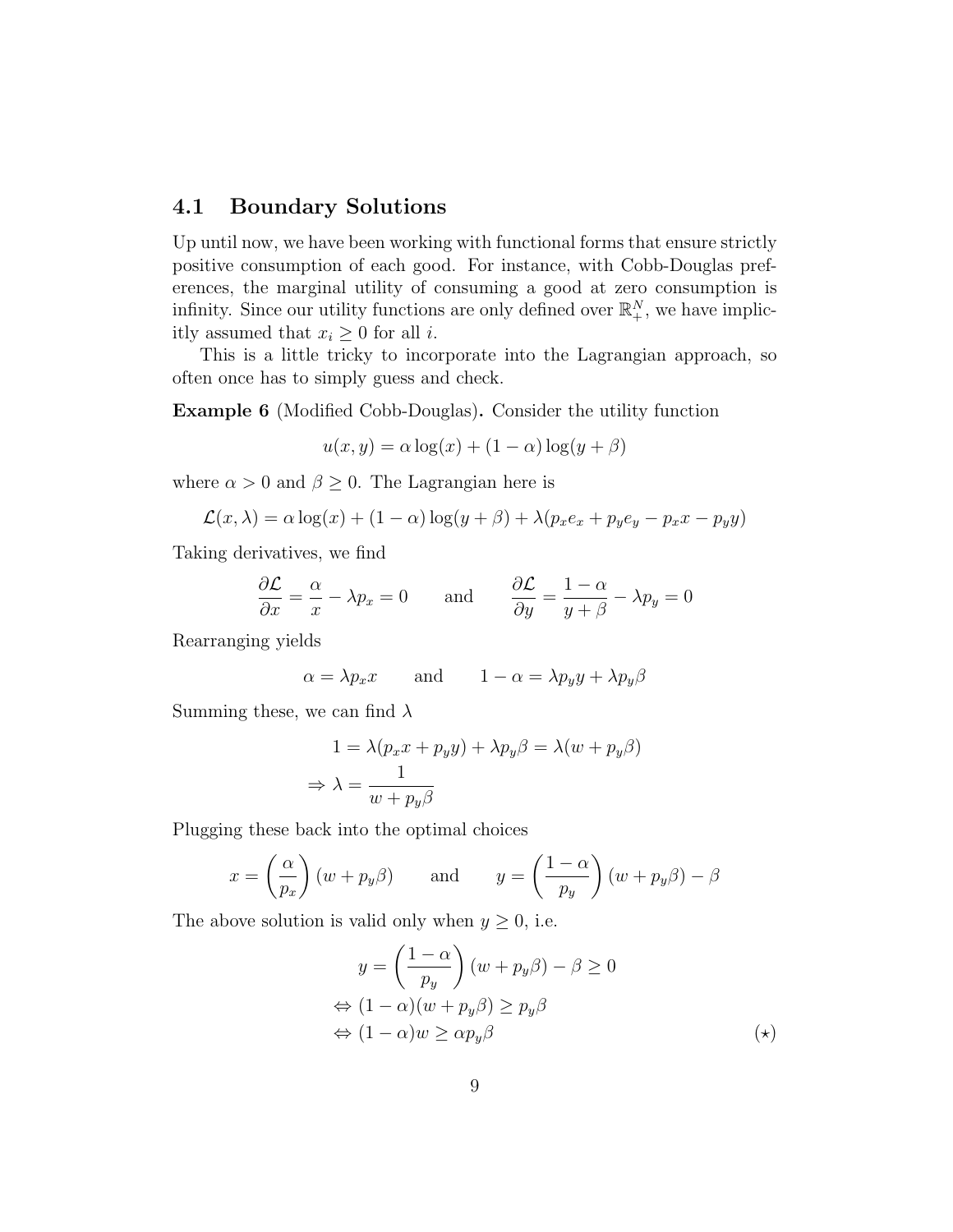## 4.1 Boundary Solutions

Up until now, we have been working with functional forms that ensure strictly positive consumption of each good. For instance, with Cobb-Douglas preferences, the marginal utility of consuming a good at zero consumption is infinity. Since our utility functions are only defined over $\mathbb{R}^N_+$, we have implicitly assumed that $x_i \geq 0$ for all $i$.

This is a little tricky to incorporate into the Lagrangian approach, so often once has to simply guess and check.

**Example 6** (Modified Cobb-Douglas)**.** Consider the utility function

$$u(x, y) = \alpha \log(x) + (1 - \alpha) \log(y + \beta)$$

where $\alpha > 0$ and $\beta \geq 0$. The Lagrangian here is

$$\mathcal{L}(x, \lambda) = \alpha \log(x) + (1 - \alpha) \log(y + \beta) + \lambda(p_x e_x + p_y e_y - p_x x - p_y y)$$

Taking derivatives, we find

$$\frac{\partial \mathcal{L}}{\partial x} = \frac{\alpha}{x} - \lambda p_x = 0 \qquad \text{and} \qquad \frac{\partial \mathcal{L}}{\partial y} = \frac{1 - \alpha}{y + \beta} - \lambda p_y = 0$$

Rearranging yields

$$\alpha = \lambda p_x x \qquad \text{and} \qquad 1 - \alpha = \lambda p_y y + \lambda p_y \beta$$

Summing these, we can find $\lambda$

$$1 = \lambda(p_x x + p_y y) + \lambda p_y \beta = \lambda(w + p_y \beta)$$
$$\Rightarrow \lambda = \frac{1}{w + p_y \beta}$$

Plugging these back into the optimal choices

$$x = \left(\frac{\alpha}{p_x}\right)(w + p_y \beta) \qquad \text{and} \qquad y = \left(\frac{1 - \alpha}{p_y}\right)(w + p_y \beta) - \beta$$

The above solution is valid only when $y \geq 0$, i.e.

$$y = \left(\frac{1 - \alpha}{p_y}\right)(w + p_y \beta) - \beta \geq 0$$
$$\Leftrightarrow (1 - \alpha)(w + p_y \beta) \geq p_y \beta$$
$$\Leftrightarrow (1 - \alpha) w \geq \alpha p_y \beta \qquad (\star)$$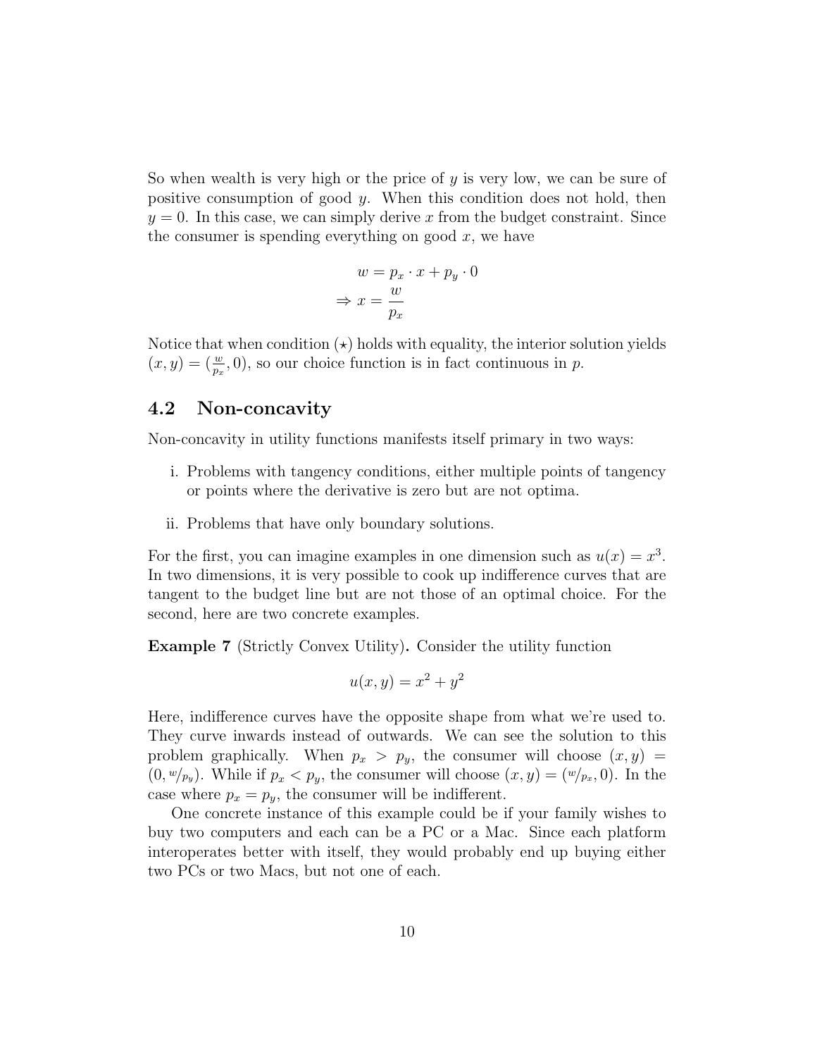So when wealth is very high or the price of $y$ is very low, we can be sure of positive consumption of good $y$. When this condition does not hold, then $y = 0$. In this case, we can simply derive $x$ from the budget constraint. Since the consumer is spending everything on good $x$, we have

$$
\begin{aligned}
w &= p_x \cdot x + p_y \cdot 0 \\
\Rightarrow x &= \frac{w}{p_x}
\end{aligned}
$$

Notice that when condition ($\star$) holds with equality, the interior solution yields $(x, y) = (\frac{w}{p_x}, 0)$, so our choice function is in fact continuous in $p$.

## 4.2 Non-concavity

Non-concavity in utility functions manifests itself primary in two ways:

i. Problems with tangency conditions, either multiple points of tangency or points where the derivative is zero but are not optima.

ii. Problems that have only boundary solutions.

For the first, you can imagine examples in one dimension such as $u(x) = x^3$. In two dimensions, it is very possible to cook up indifference curves that are tangent to the budget line but are not those of an optimal choice. For the second, here are two concrete examples.

**Example 7** (Strictly Convex Utility)**.** Consider the utility function

$$
u(x, y) = x^2 + y^2
$$

Here, indifference curves have the opposite shape from what we're used to. They curve inwards instead of outwards. We can see the solution to this problem graphically. When $p_x > p_y$, the consumer will choose $(x, y) = (0, w/p_y)$. While if $p_x < p_y$, the consumer will choose $(x, y) = (w/p_x, 0)$. In the case where $p_x = p_y$, the consumer will be indifferent.

One concrete instance of this example could be if your family wishes to buy two computers and each can be a PC or a Mac. Since each platform interoperates better with itself, they would probably end up buying either two PCs or two Macs, but not one of each.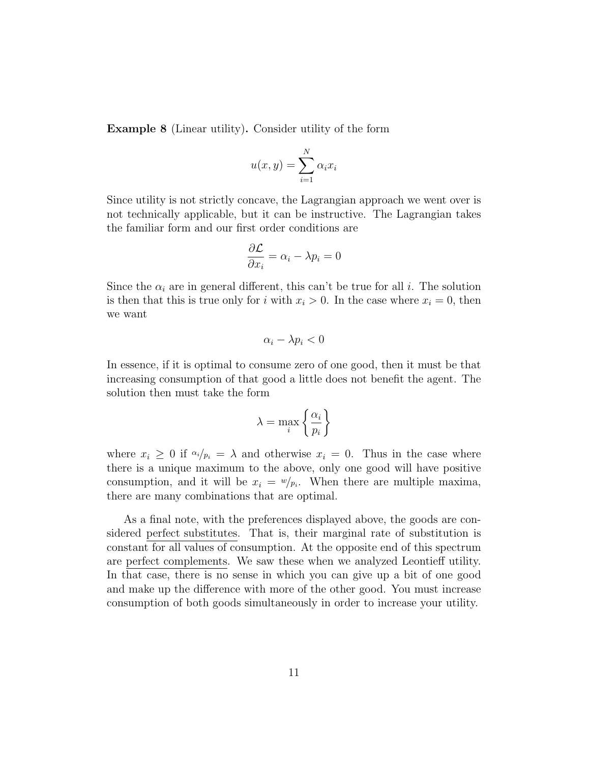**Example 8** (Linear utility)**.** Consider utility of the form

$$u(x, y) = \sum_{i=1}^{N} \alpha_i x_i$$

Since utility is not strictly concave, the Lagrangian approach we went over is not technically applicable, but it can be instructive. The Lagrangian takes the familiar form and our first order conditions are

$$\frac{\partial \mathcal{L}}{\partial x_i} = \alpha_i - \lambda p_i = 0$$

Since the $\alpha_i$ are in general different, this can't be true for all $i$. The solution is then that this is true only for $i$ with $x_i > 0$. In the case where $x_i = 0$, then we want

$$\alpha_i - \lambda p_i < 0$$

In essence, if it is optimal to consume zero of one good, then it must be that increasing consumption of that good a little does not benefit the agent. The solution then must take the form

$$\lambda = \max_i \left\{ \frac{\alpha_i}{p_i} \right\}$$

where $x_i \geq 0$ if ${}^{\alpha_i}/_{p_i} = \lambda$ and otherwise $x_i = 0$. Thus in the case where there is a unique maximum to the above, only one good will have positive consumption, and it will be $x_i = {}^{w}/_{p_i}$. When there are multiple maxima, there are many combinations that are optimal.

As a final note, with the preferences displayed above, the goods are considered perfect substitutes. That is, their marginal rate of substitution is constant for all values of consumption. At the opposite end of this spectrum are perfect complements. We saw these when we analyzed Leontieff utility. In that case, there is no sense in which you can give up a bit of one good and make up the difference with more of the other good. You must increase consumption of both goods simultaneously in order to increase your utility.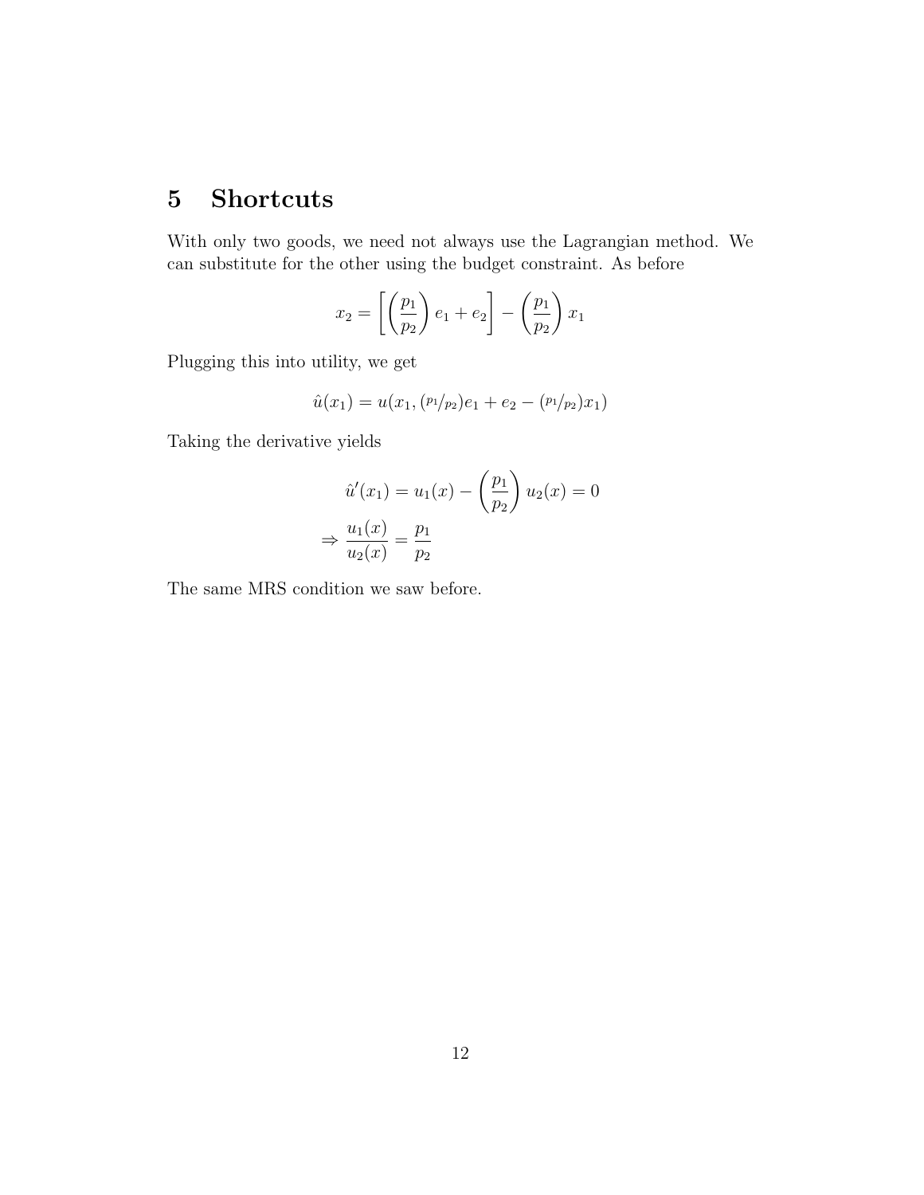# 5 Shortcuts

With only two goods, we need not always use the Lagrangian method. We can substitute for the other using the budget constraint. As before

$$x_2 = \left[ \left( \frac{p_1}{p_2} \right) e_1 + e_2 \right] - \left( \frac{p_1}{p_2} \right) x_1$$

Plugging this into utility, we get

$$\hat{u}(x_1) = u(x_1, ({}^{p_1}/{}_{p_2})e_1 + e_2 - ({}^{p_1}/{}_{p_2})x_1)$$

Taking the derivative yields

$$\hat{u}'(x_1) = u_1(x) - \left( \frac{p_1}{p_2} \right) u_2(x) = 0$$

$$\Rightarrow \frac{u_1(x)}{u_2(x)} = \frac{p_1}{p_2}$$

The same MRS condition we saw before.